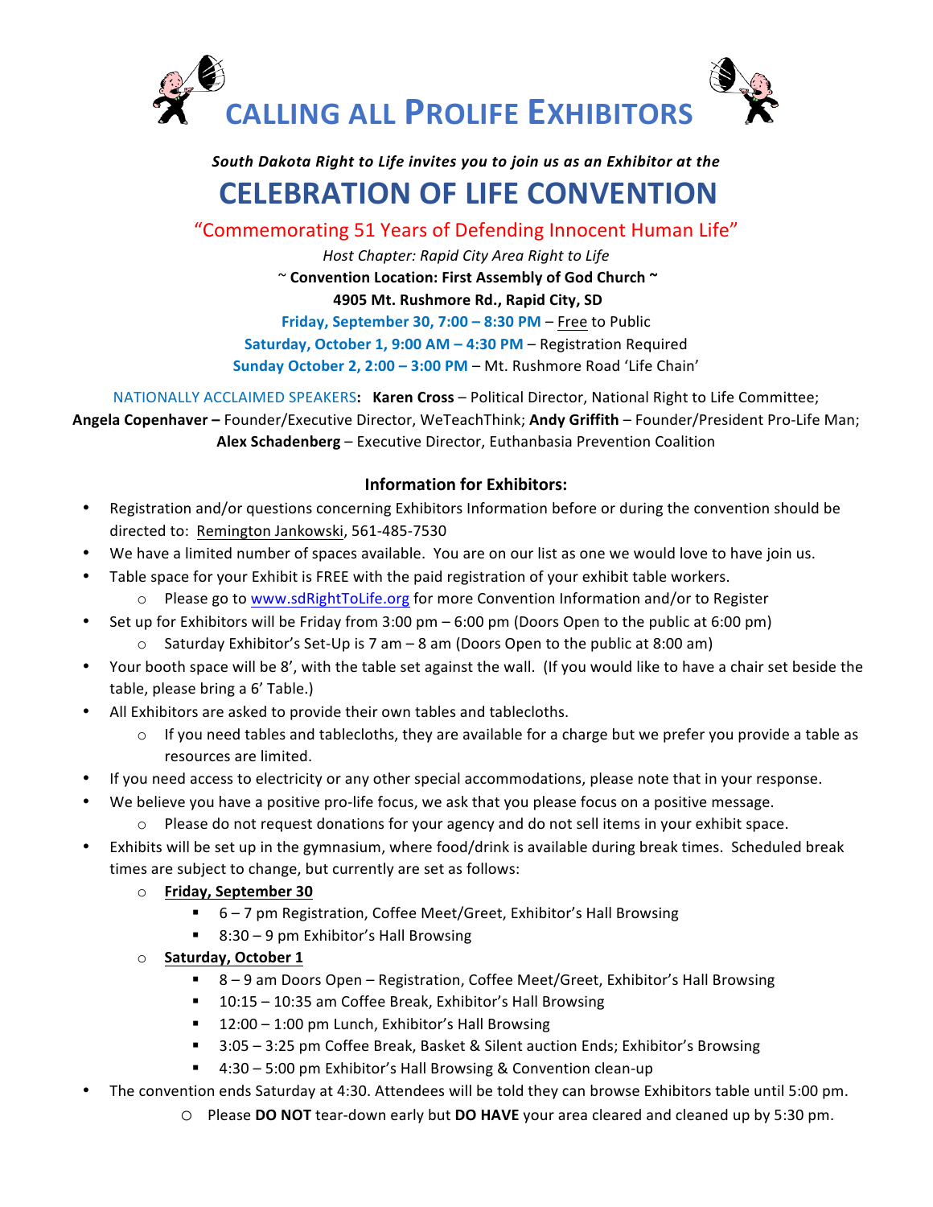# CALLING ALL PROLIFE EXHIBITORS

***South Dakota Right to Life invites you to join us as an Exhibitor at the***

# CELEBRATION OF LIFE CONVENTION

"Commemorating 51 Years of Defending Innocent Human Life"

*Host Chapter: Rapid City Area Right to Life*

~ **Convention Location: First Assembly of God Church** ~

**4905 Mt. Rushmore Rd., Rapid City, SD**

**Friday, September 30, 7:00 – 8:30 PM** – Free to Public

**Saturday, October 1, 9:00 AM – 4:30 PM** – Registration Required

**Sunday October 2, 2:00 – 3:00 PM** – Mt. Rushmore Road 'Life Chain'

NATIONALLY ACCLAIMED SPEAKERS**:** **Karen Cross** – Political Director, National Right to Life Committee; **Angela Copenhaver –** Founder/Executive Director, WeTeachThink; **Andy Griffith** – Founder/President Pro-Life Man; **Alex Schadenberg** – Executive Director, Euthanbasia Prevention Coalition

## Information for Exhibitors:

- Registration and/or questions concerning Exhibitors Information before or during the convention should be directed to: Remington Jankowski, 561-485-7530
- We have a limited number of spaces available. You are on our list as one we would love to have join us.
- Table space for your Exhibit is FREE with the paid registration of your exhibit table workers.
  - Please go to www.sdRightToLife.org for more Convention Information and/or to Register
- Set up for Exhibitors will be Friday from 3:00 pm – 6:00 pm (Doors Open to the public at 6:00 pm)
  - Saturday Exhibitor's Set-Up is 7 am – 8 am (Doors Open to the public at 8:00 am)
- Your booth space will be 8', with the table set against the wall. (If you would like to have a chair set beside the table, please bring a 6' Table.)
- All Exhibitors are asked to provide their own tables and tablecloths.
  - If you need tables and tablecloths, they are available for a charge but we prefer you provide a table as resources are limited.
- If you need access to electricity or any other special accommodations, please note that in your response.
- We believe you have a positive pro-life focus, we ask that you please focus on a positive message.
  - Please do not request donations for your agency and do not sell items in your exhibit space.
- Exhibits will be set up in the gymnasium, where food/drink is available during break times. Scheduled break times are subject to change, but currently are set as follows:
  - **Friday, September 30**
    - 6 – 7 pm Registration, Coffee Meet/Greet, Exhibitor's Hall Browsing
    - 8:30 – 9 pm Exhibitor's Hall Browsing
  - **Saturday, October 1**
    - 8 – 9 am Doors Open – Registration, Coffee Meet/Greet, Exhibitor's Hall Browsing
    - 10:15 – 10:35 am Coffee Break, Exhibitor's Hall Browsing
    - 12:00 – 1:00 pm Lunch, Exhibitor's Hall Browsing
    - 3:05 – 3:25 pm Coffee Break, Basket & Silent auction Ends; Exhibitor's Browsing
    - 4:30 – 5:00 pm Exhibitor's Hall Browsing & Convention clean-up
- The convention ends Saturday at 4:30. Attendees will be told they can browse Exhibitors table until 5:00 pm.
  - Please **DO NOT** tear-down early but **DO HAVE** your area cleared and cleaned up by 5:30 pm.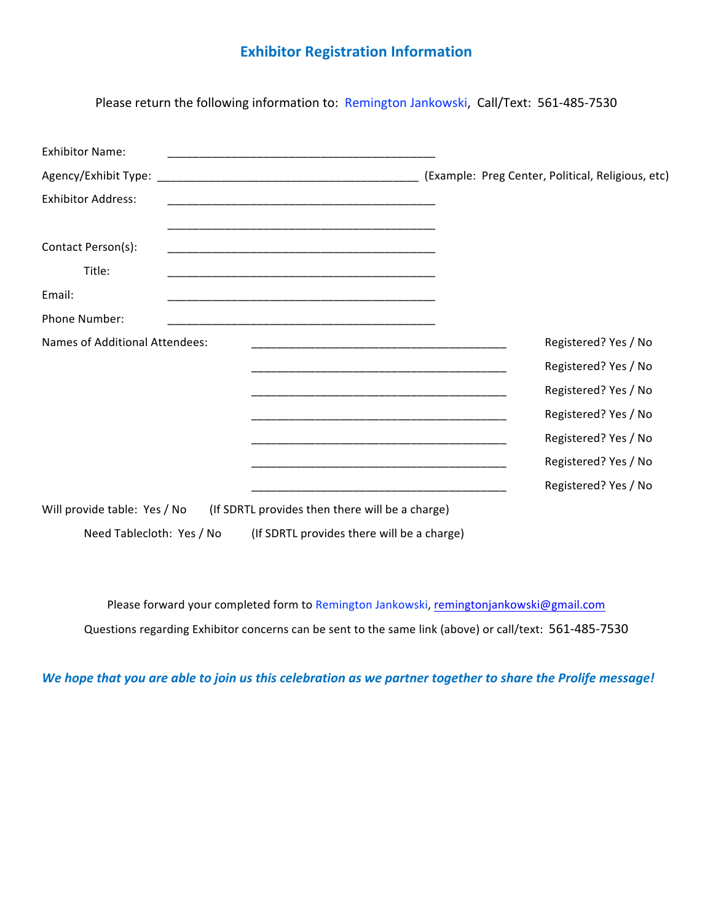## Exhibitor Registration Information

Please return the following information to: Remington Jankowski, Call/Text: 561-485-7530

Exhibitor Name: ___________________________________________

Agency/Exhibit Type: ___________________________________________ (Example: Preg Center, Political, Religious, etc)

Exhibitor Address: ___________________________________________

___________________________________________

Contact Person(s): ___________________________________________

Title: ___________________________________________

Email: ___________________________________________

Phone Number: ___________________________________________

Names of Additional Attendees: _________________________________________ Registered? Yes / No

_________________________________________ Registered? Yes / No

_________________________________________ Registered? Yes / No

_________________________________________ Registered? Yes / No

_________________________________________ Registered? Yes / No

_________________________________________ Registered? Yes / No

_________________________________________ Registered? Yes / No

Will provide table: Yes / No (If SDRTL provides then there will be a charge)

Need Tablecloth: Yes / No (If SDRTL provides there will be a charge)

Please forward your completed form to Remington Jankowski, remingtonjankowski@gmail.com

Questions regarding Exhibitor concerns can be sent to the same link (above) or call/text: 561-485-7530

***We hope that you are able to join us this celebration as we partner together to share the Prolife message!***